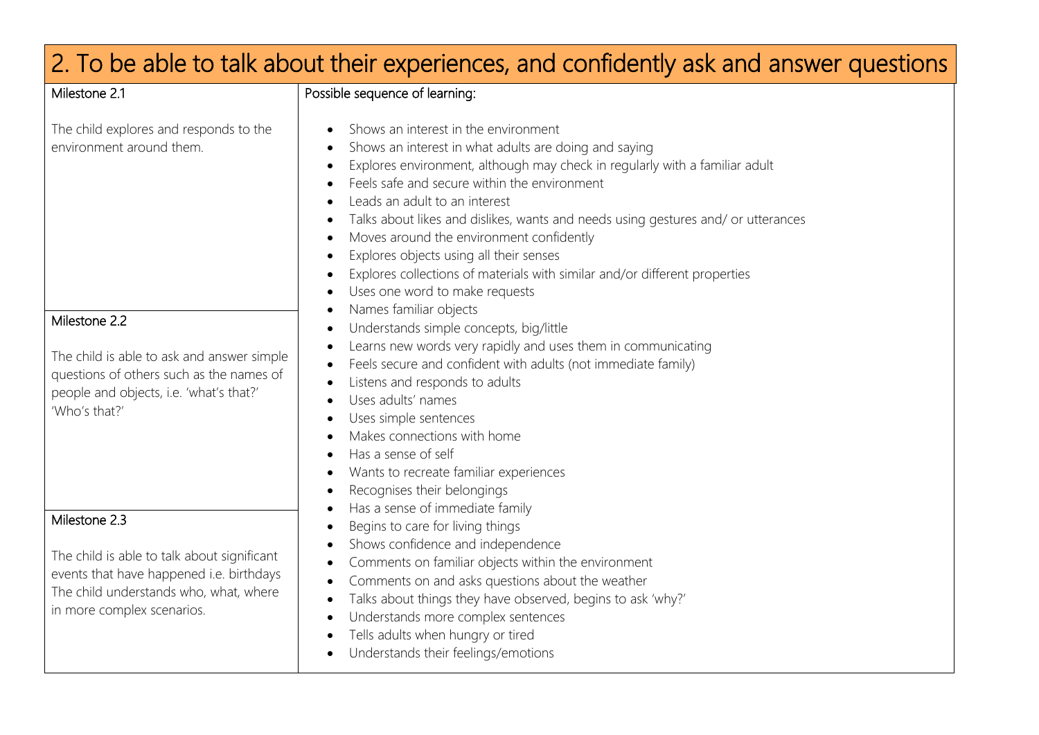# 2. To be able to talk about their experiences, and confidently ask and answer questions

| Milestone | Possible sequence of learning: |
|---|---|
| **Milestone 2.1**<br><br>The child explores and responds to the environment around them.<br><br>**Milestone 2.2**<br><br>The child is able to ask and answer simple questions of others such as the names of people and objects, i.e. 'what's that?' 'Who's that?'<br><br>**Milestone 2.3**<br><br>The child is able to talk about significant events that have happened i.e. birthdays The child understands who, what, where in more complex scenarios. | • Shows an interest in the environment<br>• Shows an interest in what adults are doing and saying<br>• Explores environment, although may check in regularly with a familiar adult<br>• Feels safe and secure within the environment<br>• Leads an adult to an interest<br>• Talks about likes and dislikes, wants and needs using gestures and/ or utterances<br>• Moves around the environment confidently<br>• Explores objects using all their senses<br>• Explores collections of materials with similar and/or different properties<br>• Uses one word to make requests<br>• Names familiar objects<br>• Understands simple concepts, big/little<br>• Learns new words very rapidly and uses them in communicating<br>• Feels secure and confident with adults (not immediate family)<br>• Listens and responds to adults<br>• Uses adults' names<br>• Uses simple sentences<br>• Makes connections with home<br>• Has a sense of self<br>• Wants to recreate familiar experiences<br>• Recognises their belongings<br>• Has a sense of immediate family<br>• Begins to care for living things<br>• Shows confidence and independence<br>• Comments on familiar objects within the environment<br>• Comments on and asks questions about the weather<br>• Talks about things they have observed, begins to ask 'why?'<br>• Understands more complex sentences<br>• Tells adults when hungry or tired<br>• Understands their feelings/emotions |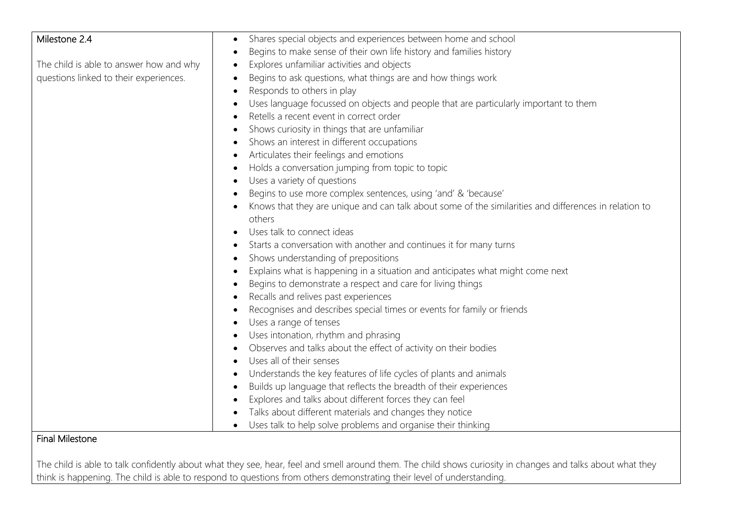| | |
|---|---|
| Milestone 2.4<br><br>The child is able to answer how and why questions linked to their experiences. | • Shares special objects and experiences between home and school<br>• Begins to make sense of their own life history and families history<br>• Explores unfamiliar activities and objects<br>• Begins to ask questions, what things are and how things work<br>• Responds to others in play<br>• Uses language focussed on objects and people that are particularly important to them<br>• Retells a recent event in correct order<br>• Shows curiosity in things that are unfamiliar<br>• Shows an interest in different occupations<br>• Articulates their feelings and emotions<br>• Holds a conversation jumping from topic to topic<br>• Uses a variety of questions<br>• Begins to use more complex sentences, using 'and' & 'because'<br>• Knows that they are unique and can talk about some of the similarities and differences in relation to others<br>• Uses talk to connect ideas<br>• Starts a conversation with another and continues it for many turns<br>• Shows understanding of prepositions<br>• Explains what is happening in a situation and anticipates what might come next<br>• Begins to demonstrate a respect and care for living things<br>• Recalls and relives past experiences<br>• Recognises and describes special times or events for family or friends<br>• Uses a range of tenses<br>• Uses intonation, rhythm and phrasing<br>• Observes and talks about the effect of activity on their bodies<br>• Uses all of their senses<br>• Understands the key features of life cycles of plants and animals<br>• Builds up language that reflects the breadth of their experiences<br>• Explores and talks about different forces they can feel<br>• Talks about different materials and changes they notice<br>• Uses talk to help solve problems and organise their thinking |
| Final Milestone<br><br>The child is able to talk confidently about what they see, hear, feel and smell around them. The child shows curiosity in changes and talks about what they think is happening. The child is able to respond to questions from others demonstrating their level of understanding. | |